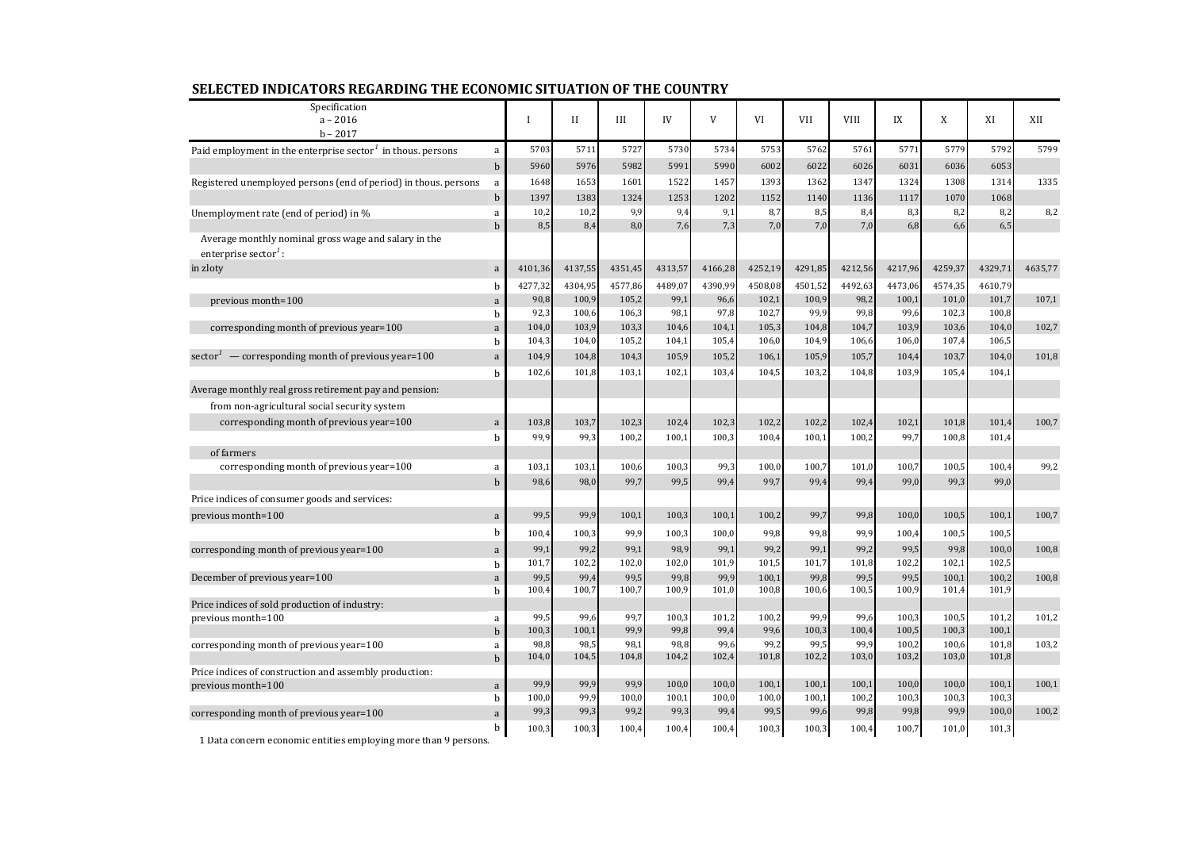## SELECTED INDICATORS REGARDING THE ECONOMIC SITUATION OF THE COUNTRY

| Specification<br>a – 2016<br>b – 2017 | | I | II | III | IV | V | VI | VII | VIII | IX | X | XI | XII |
|---|---|---|---|---|---|---|---|---|---|---|---|---|---|
| Paid employment in the enterprise sector[1] in thous. persons | a | 5703 | 5711 | 5727 | 5730 | 5734 | 5753 | 5762 | 5761 | 5771 | 5779 | 5792 | 5799 |
| | b | 5960 | 5976 | 5982 | 5991 | 5990 | 6002 | 6022 | 6026 | 6031 | 6036 | 6053 | |
| Registered unemployed persons (end of period) in thous. persons | a | 1648 | 1653 | 1601 | 1522 | 1457 | 1393 | 1362 | 1347 | 1324 | 1308 | 1314 | 1335 |
| | b | 1397 | 1383 | 1324 | 1253 | 1202 | 1152 | 1140 | 1136 | 1117 | 1070 | 1068 | |
| Unemployment rate (end of period) in % | a | 10,2 | 10,2 | 9,9 | 9,4 | 9,1 | 8,7 | 8,5 | 8,4 | 8,3 | 8,2 | 8,2 | 8,2 |
| | b | 8,5 | 8,4 | 8,0 | 7,6 | 7,3 | 7,0 | 7,0 | 7,0 | 6,8 | 6,6 | 6,5 | |
| Average monthly nominal gross wage and salary in the enterprise sector[1]: | | | | | | | | | | | | | |
| in zloty | a | 4101,36 | 4137,55 | 4351,45 | 4313,57 | 4166,28 | 4252,19 | 4291,85 | 4212,56 | 4217,96 | 4259,37 | 4329,71 | 4635,77 |
| | b | 4277,32 | 4304,95 | 4577,86 | 4489,07 | 4390,99 | 4508,08 | 4501,52 | 4492,63 | 4473,06 | 4574,35 | 4610,79 | |
| previous month=100 | a | 90,8 | 100,9 | 105,2 | 99,1 | 96,6 | 102,1 | 100,9 | 98,2 | 100,1 | 101,0 | 101,7 | 107,1 |
| | b | 92,3 | 100,6 | 106,3 | 98,1 | 97,8 | 102,7 | 99,9 | 99,8 | 99,6 | 102,3 | 100,8 | |
| corresponding month of previous year=100 | a | 104,0 | 103,9 | 103,3 | 104,6 | 104,1 | 105,3 | 104,8 | 104,7 | 103,9 | 103,6 | 104,0 | 102,7 |
| | b | 104,3 | 104,0 | 105,2 | 104,1 | 105,4 | 106,0 | 104,9 | 106,6 | 106,0 | 107,4 | 106,5 | |
| sector[1] — corresponding month of previous year=100 | a | 104,9 | 104,8 | 104,3 | 105,9 | 105,2 | 106,1 | 105,9 | 105,7 | 104,4 | 103,7 | 104,0 | 101,8 |
| | b | 102,6 | 101,8 | 103,1 | 102,1 | 103,4 | 104,5 | 103,2 | 104,8 | 103,9 | 105,4 | 104,1 | |
| Average monthly real gross retirement pay and pension: | | | | | | | | | | | | | |
| from non-agricultural social security system | | | | | | | | | | | | | |
| corresponding month of previous year=100 | a | 103,8 | 103,7 | 102,3 | 102,4 | 102,3 | 102,2 | 102,2 | 102,4 | 102,1 | 101,8 | 101,4 | 100,7 |
| | b | 99,9 | 99,3 | 100,2 | 100,1 | 100,3 | 100,4 | 100,1 | 100,2 | 99,7 | 100,8 | 101,4 | |
| of farmers | | | | | | | | | | | | | |
| corresponding month of previous year=100 | a | 103,1 | 103,1 | 100,6 | 100,3 | 99,3 | 100,0 | 100,7 | 101,0 | 100,7 | 100,5 | 100,4 | 99,2 |
| | b | 98,6 | 98,0 | 99,7 | 99,5 | 99,4 | 99,7 | 99,4 | 99,4 | 99,0 | 99,3 | 99,0 | |
| Price indices of consumer goods and services: | | | | | | | | | | | | | |
| previous month=100 | a | 99,5 | 99,9 | 100,1 | 100,3 | 100,1 | 100,2 | 99,7 | 99,8 | 100,0 | 100,5 | 100,1 | 100,7 |
| | b | 100,4 | 100,3 | 99,9 | 100,3 | 100,0 | 99,8 | 99,8 | 99,9 | 100,4 | 100,5 | 100,5 | |
| corresponding month of previous year=100 | a | 99,1 | 99,2 | 99,1 | 98,9 | 99,1 | 99,2 | 99,1 | 99,2 | 99,5 | 99,8 | 100,0 | 100,8 |
| | b | 101,7 | 102,2 | 102,0 | 102,0 | 101,9 | 101,5 | 101,7 | 101,8 | 102,2 | 102,1 | 102,5 | |
| December of previous year=100 | a | 99,5 | 99,4 | 99,5 | 99,8 | 99,9 | 100,1 | 99,8 | 99,5 | 99,5 | 100,1 | 100,2 | 100,8 |
| | b | 100,4 | 100,7 | 100,7 | 100,9 | 101,0 | 100,8 | 100,6 | 100,5 | 100,9 | 101,4 | 101,9 | |
| Price indices of sold production of industry: | | | | | | | | | | | | | |
| previous month=100 | a | 99,5 | 99,6 | 99,7 | 100,3 | 101,2 | 100,2 | 99,9 | 99,6 | 100,3 | 100,5 | 101,2 | 101,2 |
| | b | 100,3 | 100,1 | 99,9 | 99,8 | 99,4 | 99,6 | 100,3 | 100,4 | 100,5 | 100,3 | 100,1 | |
| corresponding month of previous year=100 | a | 98,8 | 98,5 | 98,1 | 98,8 | 99,6 | 99,2 | 99,5 | 99,9 | 100,2 | 100,6 | 101,8 | 103,2 |
| | b | 104,0 | 104,5 | 104,8 | 104,2 | 102,4 | 101,8 | 102,2 | 103,0 | 103,2 | 103,0 | 101,8 | |
| Price indices of construction and assembly production: | | | | | | | | | | | | | |
| previous month=100 | a | 99,9 | 99,9 | 99,9 | 100,0 | 100,0 | 100,1 | 100,1 | 100,1 | 100,0 | 100,0 | 100,1 | 100,1 |
| | b | 100,0 | 99,9 | 100,0 | 100,1 | 100,0 | 100,0 | 100,1 | 100,2 | 100,3 | 100,3 | 100,3 | |
| corresponding month of previous year=100 | a | 99,3 | 99,3 | 99,2 | 99,3 | 99,4 | 99,5 | 99,6 | 99,8 | 99,8 | 99,9 | 100,0 | 100,2 |
| | b | 100,3 | 100,3 | 100,4 | 100,4 | 100,4 | 100,3 | 100,3 | 100,4 | 100,7 | 101,0 | 101,3 | |

1 Data concern economic entities employing more than 9 persons.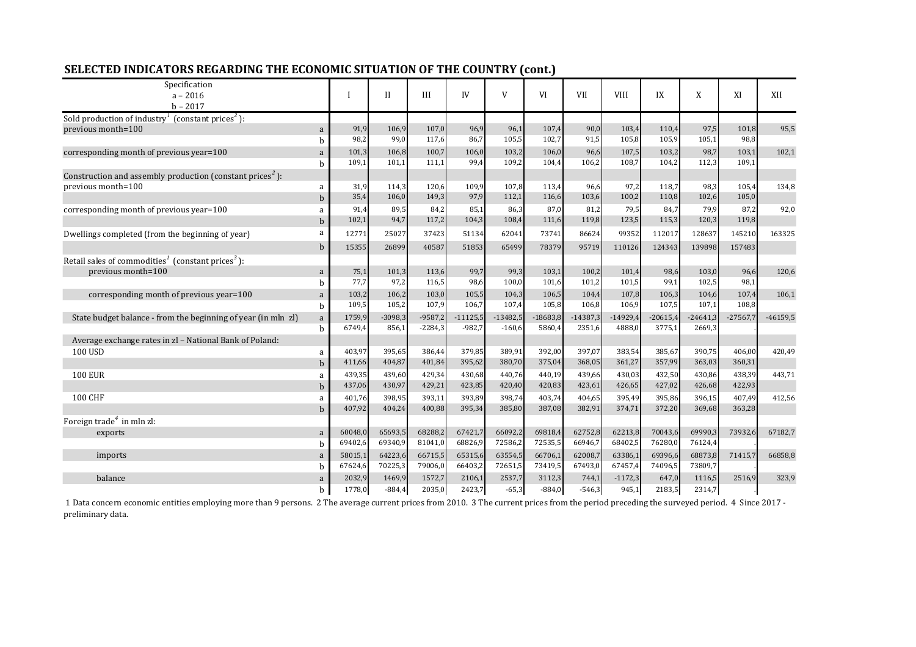## SELECTED INDICATORS REGARDING THE ECONOMIC SITUATION OF THE COUNTRY (cont.)

| Specification a – 2016 b – 2017 | | I | II | III | IV | V | VI | VII | VIII | IX | X | XI | XII |
|---|---|---|---|---|---|---|---|---|---|---|---|---|---|
| Sold production of industry[1] (constant prices[2]): | | | | | | | | | | | | | |
| previous month=100 | a | 91,9 | 106,9 | 107,0 | 96,9 | 96,1 | 107,4 | 90,0 | 103,4 | 110,4 | 97,5 | 101,8 | 95,5 |
| | b | 98,2 | 99,0 | 117,6 | 86,7 | 105,5 | 102,7 | 91,5 | 105,8 | 105,9 | 105,1 | 98,8 | |
| corresponding month of previous year=100 | a | 101,3 | 106,8 | 100,7 | 106,0 | 103,2 | 106,0 | 96,6 | 107,5 | 103,2 | 98,7 | 103,1 | 102,1 |
| | b | 109,1 | 101,1 | 111,1 | 99,4 | 109,2 | 104,4 | 106,2 | 108,7 | 104,2 | 112,3 | 109,1 | |
| Construction and assembly production (constant prices[2]): | | | | | | | | | | | | | |
| previous month=100 | a | 31,9 | 114,3 | 120,6 | 109,9 | 107,8 | 113,4 | 96,6 | 97,2 | 118,7 | 98,3 | 105,4 | 134,8 |
| | b | 35,4 | 106,0 | 149,3 | 97,9 | 112,1 | 116,6 | 103,6 | 100,2 | 110,8 | 102,6 | 105,0 | |
| corresponding month of previous year=100 | a | 91,4 | 89,5 | 84,2 | 85,1 | 86,3 | 87,0 | 81,2 | 79,5 | 84,7 | 79,9 | 87,2 | 92,0 |
| | b | 102,1 | 94,7 | 117,2 | 104,3 | 108,4 | 111,6 | 119,8 | 123,5 | 115,3 | 120,3 | 119,8 | |
| Dwellings completed (from the beginning of year) | a | 12771 | 25027 | 37423 | 51134 | 62041 | 73741 | 86624 | 99352 | 112017 | 128637 | 145210 | 163325 |
| | b | 15355 | 26899 | 40587 | 51853 | 65499 | 78379 | 95719 | 110126 | 124343 | 139898 | 157483 | |
| Retail sales of commodities[1] (constant prices[3]): | | | | | | | | | | | | | |
| previous month=100 | a | 75,1 | 101,3 | 113,6 | 99,7 | 99,3 | 103,1 | 100,2 | 101,4 | 98,6 | 103,0 | 96,6 | 120,6 |
| | b | 77,7 | 97,2 | 116,5 | 98,6 | 100,0 | 101,6 | 101,2 | 101,5 | 99,1 | 102,5 | 98,1 | |
| corresponding month of previous year=100 | a | 103,2 | 106,2 | 103,0 | 105,5 | 104,3 | 106,5 | 104,4 | 107,8 | 106,3 | 104,6 | 107,4 | 106,1 |
| | b | 109,5 | 105,2 | 107,9 | 106,7 | 107,4 | 105,8 | 106,8 | 106,9 | 107,5 | 107,1 | 108,8 | |
| State budget balance - from the beginning of year (in mln zl) | a | 1759,9 | -3098,3 | -9587,2 | -11125,5 | -13482,5 | -18683,8 | -14387,3 | -14929,4 | -20615,4 | -24641,3 | -27567,7 | -46159,5 |
| | b | 6749,4 | 856,1 | -2284,3 | -982,7 | -160,6 | 5860,4 | 2351,6 | 4888,0 | 3775,1 | 2669,3 | . | |
| Average exchange rates in zl – National Bank of Poland: | | | | | | | | | | | | | |
| 100 USD | a | 403,97 | 395,65 | 386,44 | 379,85 | 389,91 | 392,00 | 397,07 | 383,54 | 385,67 | 390,75 | 406,00 | 420,49 |
| | b | 411,66 | 404,87 | 401,84 | 395,62 | 380,70 | 375,04 | 368,05 | 361,27 | 357,99 | 363,03 | 360,31 | |
| 100 EUR | a | 439,35 | 439,60 | 429,34 | 430,68 | 440,76 | 440,19 | 439,66 | 430,03 | 432,50 | 430,86 | 438,39 | 443,71 |
| | b | 437,06 | 430,97 | 429,21 | 423,85 | 420,40 | 420,83 | 423,61 | 426,65 | 427,02 | 426,68 | 422,93 | |
| 100 CHF | a | 401,76 | 398,95 | 393,11 | 393,89 | 398,74 | 403,74 | 404,65 | 395,49 | 395,86 | 396,15 | 407,49 | 412,56 |
| | b | 407,92 | 404,24 | 400,88 | 395,34 | 385,80 | 387,08 | 382,91 | 374,71 | 372,20 | 369,68 | 363,28 | |
| Foreign trade[4] in mln zl: | | | | | | | | | | | | | |
| exports | a | 60048,0 | 65693,5 | 68288,2 | 67421,7 | 66092,2 | 69818,4 | 62752,8 | 62213,8 | 70043,6 | 69990,3 | 73932,6 | 67182,7 |
| | b | 69402,6 | 69340,9 | 81041,0 | 68826,9 | 72586,2 | 72535,5 | 66946,7 | 68402,5 | 76280,0 | 76124,4 | . | |
| imports | a | 58015,1 | 64223,6 | 66715,5 | 65315,6 | 63554,5 | 66706,1 | 62008,7 | 63386,1 | 69396,6 | 68873,8 | 71415,7 | 66858,8 |
| | b | 67624,6 | 70225,3 | 79006,0 | 66403,2 | 72651,5 | 73419,5 | 67493,0 | 67457,4 | 74096,5 | 73809,7 | . | |
| balance | a | 2032,9 | 1469,9 | 1572,7 | 2106,1 | 2537,7 | 3112,3 | 744,1 | -1172,3 | 647,0 | 1116,5 | 2516,9 | 323,9 |
| | b | 1778,0 | -884,4 | 2035,0 | 2423,7 | -65,3 | -884,0 | -546,3 | 945,1 | 2183,5 | 2314,7 | . | |

1 Data concern economic entities employing more than 9 persons. 2 The average current prices from 2010. 3 The current prices from the period preceding the surveyed period. 4 Since 2017 - preliminary data.